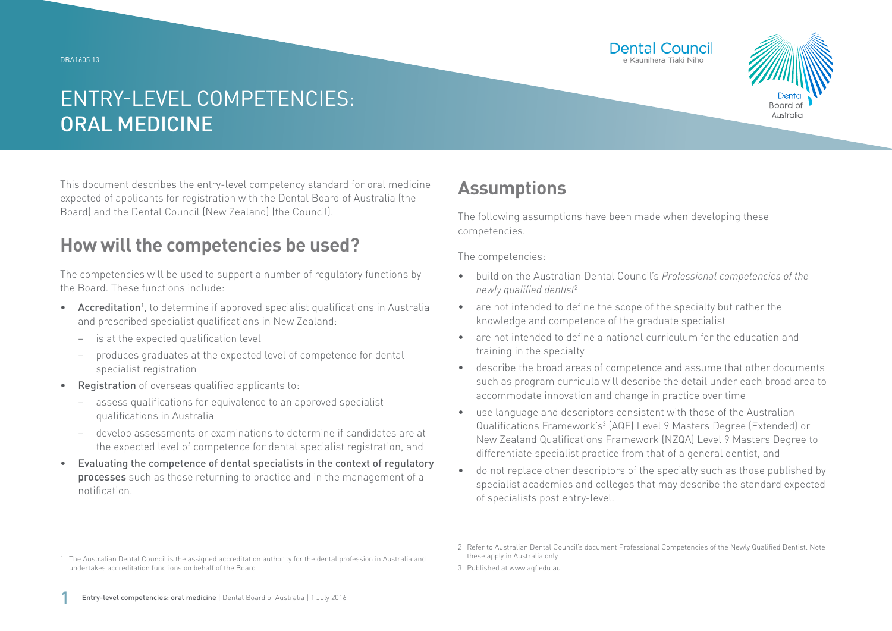DBA1605 13

# ENTRY-LEVEL COMPETENCIES: ORAL MEDICINE

This document describes the entry-level competency standard for oral medicine expected of applicants for registration with the Dental Board of Australia (the Board) and the Dental Council (New Zealand) (the Council).

## How will the competencies be used?

The competencies will be used to support a number of regulatory functions by the Board. These functions include:

- **Accreditation**[1], to determine if approved specialist qualifications in Australia and prescribed specialist qualifications in New Zealand:
  - is at the expected qualification level
  - produces graduates at the expected level of competence for dental specialist registration
- **Registration** of overseas qualified applicants to:
  - assess qualifications for equivalence to an approved specialist qualifications in Australia
  - develop assessments or examinations to determine if candidates are at the expected level of competence for dental specialist registration, and
- **Evaluating the competence of dental specialists in the context of regulatory processes** such as those returning to practice and in the management of a notification.

## Assumptions

The following assumptions have been made when developing these competencies.

The competencies:

- build on the Australian Dental Council's *Professional competencies of the newly qualified dentist*[2]
- are not intended to define the scope of the specialty but rather the knowledge and competence of the graduate specialist
- are not intended to define a national curriculum for the education and training in the specialty
- describe the broad areas of competence and assume that other documents such as program curricula will describe the detail under each broad area to accommodate innovation and change in practice over time
- use language and descriptors consistent with those of the Australian Qualifications Framework's[3] (AQF) Level 9 Masters Degree (Extended) or New Zealand Qualifications Framework (NZQA) Level 9 Masters Degree to differentiate specialist practice from that of a general dentist, and
- do not replace other descriptors of the specialty such as those published by specialist academies and colleges that may describe the standard expected of specialists post entry-level.

---

1 The Australian Dental Council is the assigned accreditation authority for the dental profession in Australia and undertakes accreditation functions on behalf of the Board.

2 Refer to Australian Dental Council's document Professional Competencies of the Newly Qualified Dentist. Note these apply in Australia only.

3 Published at www.aqf.edu.au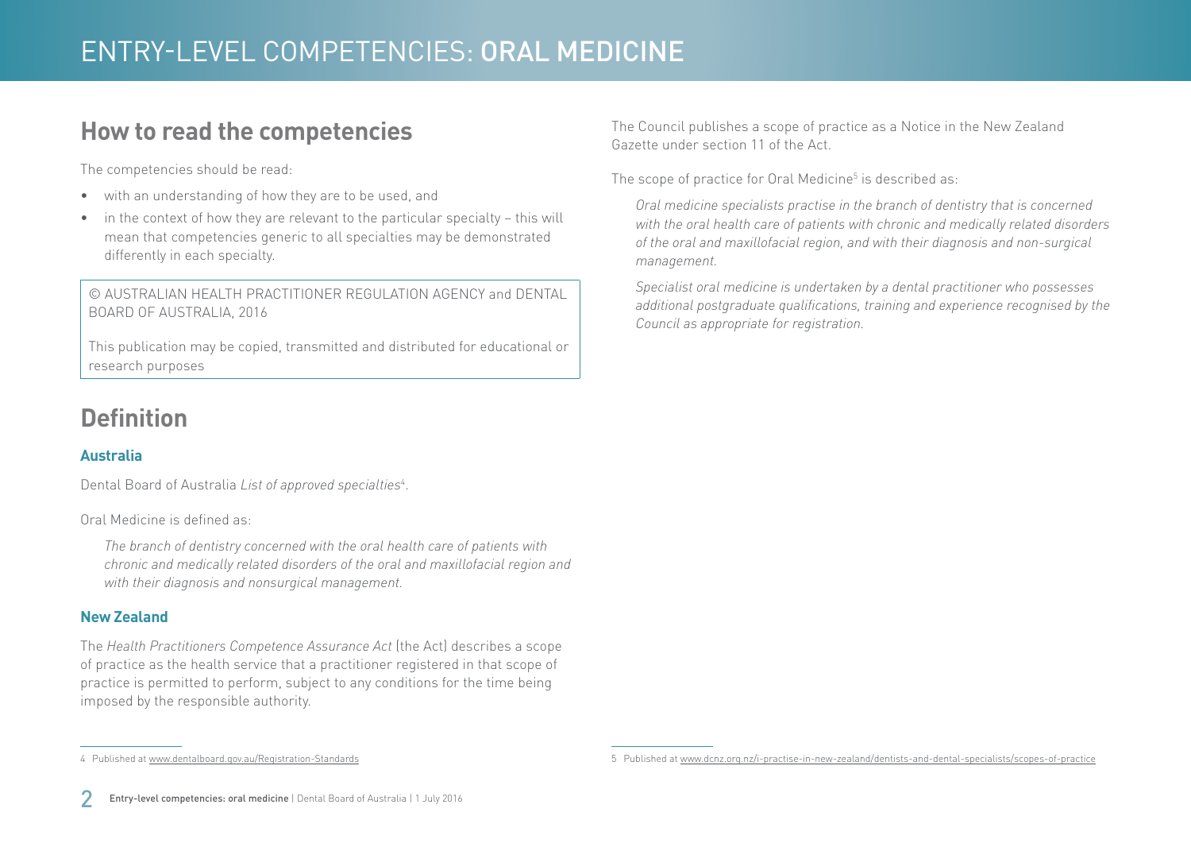## How to read the competencies

The competencies should be read:

- with an understanding of how they are to be used, and
- in the context of how they are relevant to the particular specialty – this will mean that competencies generic to all specialties may be demonstrated differently in each specialty.

© AUSTRALIAN HEALTH PRACTITIONER REGULATION AGENCY and DENTAL BOARD OF AUSTRALIA, 2016

This publication may be copied, transmitted and distributed for educational or research purposes

## Definition

### Australia

Dental Board of Australia *List of approved specialties*[4].

Oral Medicine is defined as:

> *The branch of dentistry concerned with the oral health care of patients with chronic and medically related disorders of the oral and maxillofacial region and with their diagnosis and nonsurgical management.*

### New Zealand

The *Health Practitioners Competence Assurance Act* (the Act) describes a scope of practice as the health service that a practitioner registered in that scope of practice is permitted to perform, subject to any conditions for the time being imposed by the responsible authority.

The Council publishes a scope of practice as a Notice in the New Zealand Gazette under section 11 of the Act.

The scope of practice for Oral Medicine[5] is described as:

> *Oral medicine specialists practise in the branch of dentistry that is concerned with the oral health care of patients with chronic and medically related disorders of the oral and maxillofacial region, and with their diagnosis and non-surgical management.*
>
> *Specialist oral medicine is undertaken by a dental practitioner who possesses additional postgraduate qualifications, training and experience recognised by the Council as appropriate for registration.*

---

4 Published at www.dentalboard.gov.au/Registration-Standards

5 Published at www.dcnz.org.nz/i-practise-in-new-zealand/dentists-and-dental-specialists/scopes-of-practice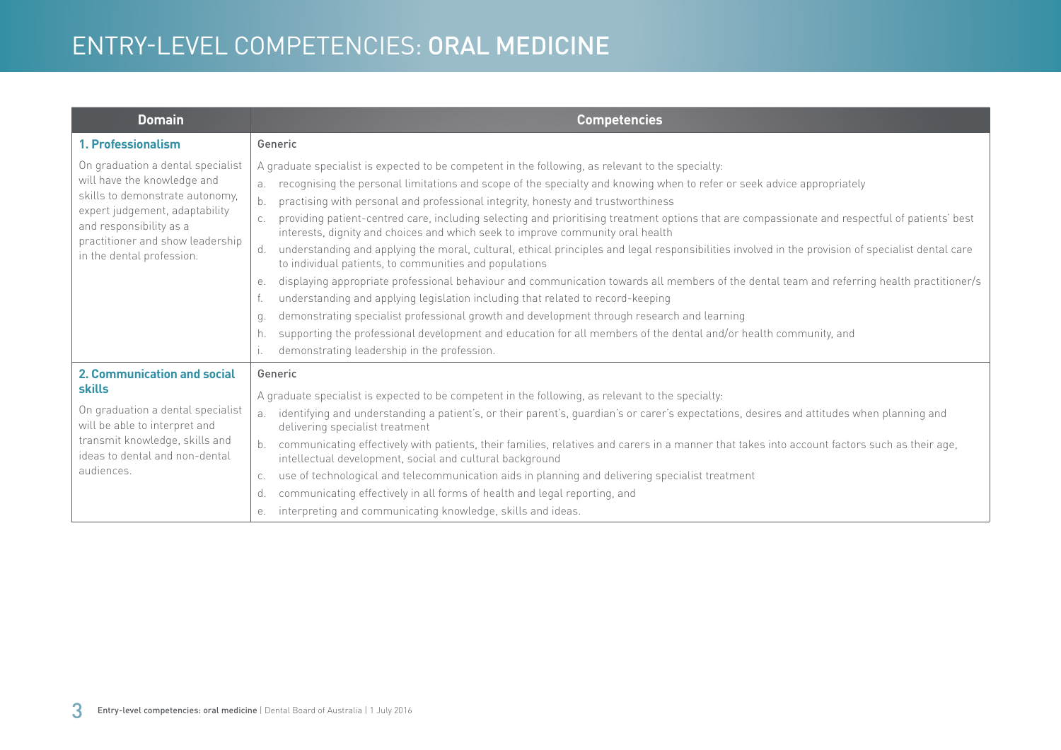# ENTRY-LEVEL COMPETENCIES: **ORAL MEDICINE**

| Domain | Competencies |
|---|---|
| **1. Professionalism**<br><br>On graduation a dental specialist will have the knowledge and skills to demonstrate autonomy, expert judgement, adaptability and responsibility as a practitioner and show leadership in the dental profession. | Generic<br><br>A graduate specialist is expected to be competent in the following, as relevant to the specialty:<br>a. recognising the personal limitations and scope of the specialty and knowing when to refer or seek advice appropriately<br>b. practising with personal and professional integrity, honesty and trustworthiness<br>c. providing patient-centred care, including selecting and prioritising treatment options that are compassionate and respectful of patients' best interests, dignity and choices and which seek to improve community oral health<br>d. understanding and applying the moral, cultural, ethical principles and legal responsibilities involved in the provision of specialist dental care to individual patients, to communities and populations<br>e. displaying appropriate professional behaviour and communication towards all members of the dental team and referring health practitioner/s<br>f. understanding and applying legislation including that related to record-keeping<br>g. demonstrating specialist professional growth and development through research and learning<br>h. supporting the professional development and education for all members of the dental and/or health community, and<br>i. demonstrating leadership in the profession. |
| **2. Communication and social skills**<br><br>On graduation a dental specialist will be able to interpret and transmit knowledge, skills and ideas to dental and non-dental audiences. | Generic<br><br>A graduate specialist is expected to be competent in the following, as relevant to the specialty:<br>a. identifying and understanding a patient's, or their parent's, guardian's or carer's expectations, desires and attitudes when planning and delivering specialist treatment<br>b. communicating effectively with patients, their families, relatives and carers in a manner that takes into account factors such as their age, intellectual development, social and cultural background<br>c. use of technological and telecommunication aids in planning and delivering specialist treatment<br>d. communicating effectively in all forms of health and legal reporting, and<br>e. interpreting and communicating knowledge, skills and ideas. |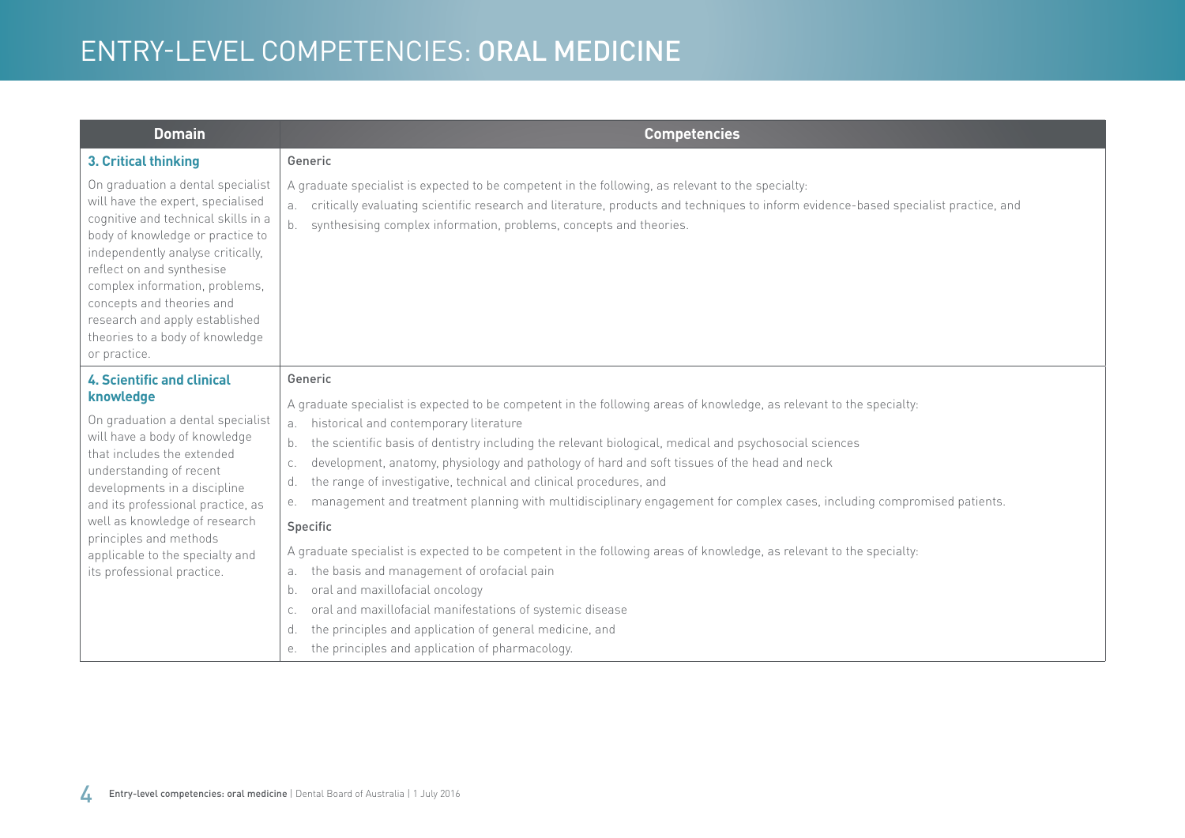# ENTRY-LEVEL COMPETENCIES: ORAL MEDICINE

| Domain | Competencies |
|---|---|
| **3. Critical thinking**<br><br>On graduation a dental specialist will have the expert, specialised cognitive and technical skills in a body of knowledge or practice to independently analyse critically, reflect on and synthesise complex information, problems, concepts and theories and research and apply established theories to a body of knowledge or practice. | Generic<br><br>A graduate specialist is expected to be competent in the following, as relevant to the specialty:<br>a. critically evaluating scientific research and literature, products and techniques to inform evidence-based specialist practice, and<br>b. synthesising complex information, problems, concepts and theories. |
| **4. Scientific and clinical knowledge**<br><br>On graduation a dental specialist will have a body of knowledge that includes the extended understanding of recent developments in a discipline and its professional practice, as well as knowledge of research principles and methods applicable to the specialty and its professional practice. | Generic<br><br>A graduate specialist is expected to be competent in the following areas of knowledge, as relevant to the specialty:<br>a. historical and contemporary literature<br>b. the scientific basis of dentistry including the relevant biological, medical and psychosocial sciences<br>c. development, anatomy, physiology and pathology of hard and soft tissues of the head and neck<br>d. the range of investigative, technical and clinical procedures, and<br>e. management and treatment planning with multidisciplinary engagement for complex cases, including compromised patients.<br><br>Specific<br><br>A graduate specialist is expected to be competent in the following areas of knowledge, as relevant to the specialty:<br>a. the basis and management of orofacial pain<br>b. oral and maxillofacial oncology<br>c. oral and maxillofacial manifestations of systemic disease<br>d. the principles and application of general medicine, and<br>e. the principles and application of pharmacology. |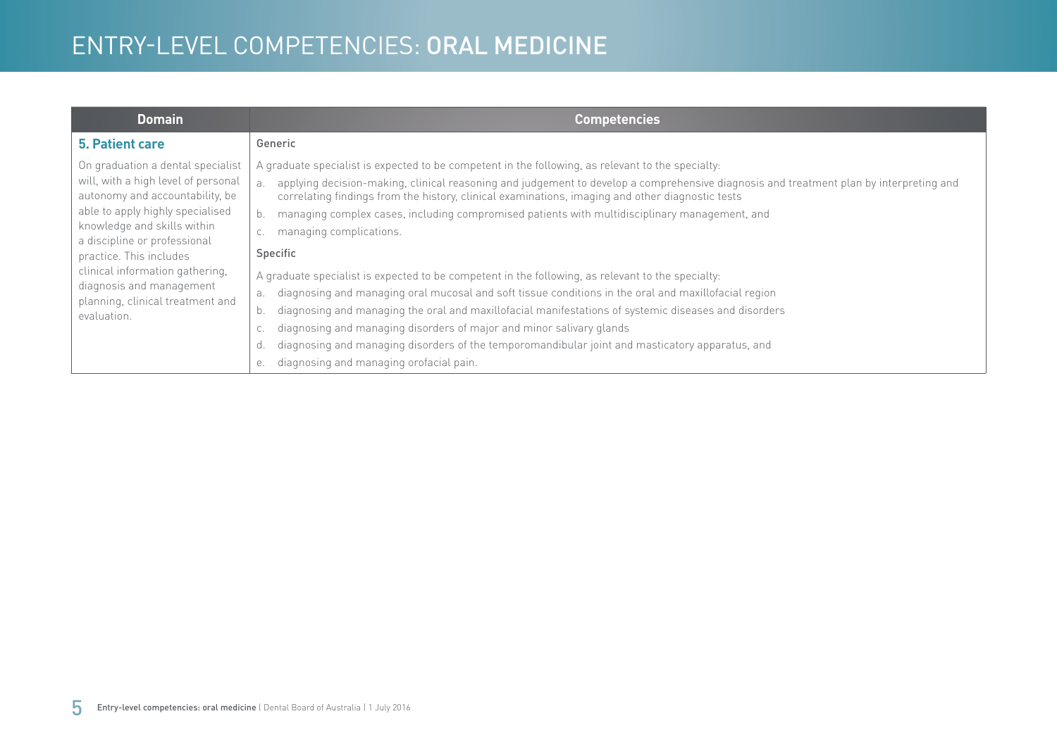# ENTRY-LEVEL COMPETENCIES: **ORAL MEDICINE**

| Domain | Competencies |
|---|---|
| **5. Patient care**<br><br>On graduation a dental specialist will, with a high level of personal autonomy and accountability, be able to apply highly specialised knowledge and skills within a discipline or professional practice. This includes clinical information gathering, diagnosis and management planning, clinical treatment and evaluation. | Generic<br><br>A graduate specialist is expected to be competent in the following, as relevant to the specialty:<br>a. applying decision-making, clinical reasoning and judgement to develop a comprehensive diagnosis and treatment plan by interpreting and correlating findings from the history, clinical examinations, imaging and other diagnostic tests<br>b. managing complex cases, including compromised patients with multidisciplinary management, and<br>c. managing complications.<br><br>Specific<br><br>A graduate specialist is expected to be competent in the following, as relevant to the specialty:<br>a. diagnosing and managing oral mucosal and soft tissue conditions in the oral and maxillofacial region<br>b. diagnosing and managing the oral and maxillofacial manifestations of systemic diseases and disorders<br>c. diagnosing and managing disorders of major and minor salivary glands<br>d. diagnosing and managing disorders of the temporomandibular joint and masticatory apparatus, and<br>e. diagnosing and managing orofacial pain. |